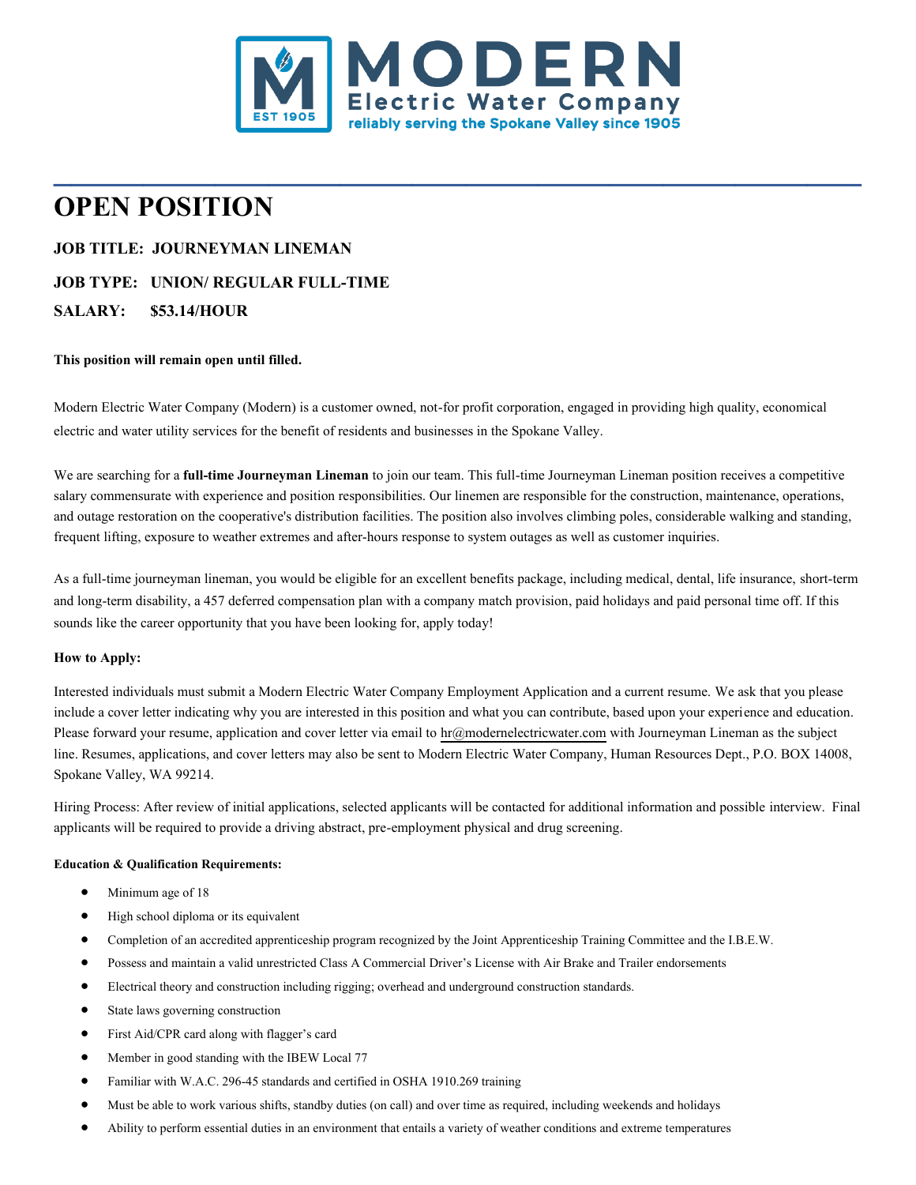MODERN
Electric Water Company
reliably serving the Spokane Valley since 1905

# OPEN POSITION

**JOB TITLE: JOURNEYMAN LINEMAN**

**JOB TYPE: UNION/ REGULAR FULL-TIME**

**SALARY: $53.14/HOUR**

**This position will remain open until filled.**

Modern Electric Water Company (Modern) is a customer owned, not-for profit corporation, engaged in providing high quality, economical electric and water utility services for the benefit of residents and businesses in the Spokane Valley.

We are searching for a **full-time Journeyman Lineman** to join our team. This full-time Journeyman Lineman position receives a competitive salary commensurate with experience and position responsibilities. Our linemen are responsible for the construction, maintenance, operations, and outage restoration on the cooperative's distribution facilities. The position also involves climbing poles, considerable walking and standing, frequent lifting, exposure to weather extremes and after-hours response to system outages as well as customer inquiries.

As a full-time journeyman lineman, you would be eligible for an excellent benefits package, including medical, dental, life insurance, short-term and long-term disability, a 457 deferred compensation plan with a company match provision, paid holidays and paid personal time off. If this sounds like the career opportunity that you have been looking for, apply today!

**How to Apply:**

Interested individuals must submit a Modern Electric Water Company Employment Application and a current resume. We ask that you please include a cover letter indicating why you are interested in this position and what you can contribute, based upon your experience and education. Please forward your resume, application and cover letter via email to hr@modernelectricwater.com with Journeyman Lineman as the subject line. Resumes, applications, and cover letters may also be sent to Modern Electric Water Company, Human Resources Dept., P.O. BOX 14008, Spokane Valley, WA 99214.

Hiring Process: After review of initial applications, selected applicants will be contacted for additional information and possible interview. Final applicants will be required to provide a driving abstract, pre-employment physical and drug screening.

**Education & Qualification Requirements:**

- Minimum age of 18
- High school diploma or its equivalent
- Completion of an accredited apprenticeship program recognized by the Joint Apprenticeship Training Committee and the I.B.E.W.
- Possess and maintain a valid unrestricted Class A Commercial Driver's License with Air Brake and Trailer endorsements
- Electrical theory and construction including rigging; overhead and underground construction standards.
- State laws governing construction
- First Aid/CPR card along with flagger's card
- Member in good standing with the IBEW Local 77
- Familiar with W.A.C. 296-45 standards and certified in OSHA 1910.269 training
- Must be able to work various shifts, standby duties (on call) and over time as required, including weekends and holidays
- Ability to perform essential duties in an environment that entails a variety of weather conditions and extreme temperatures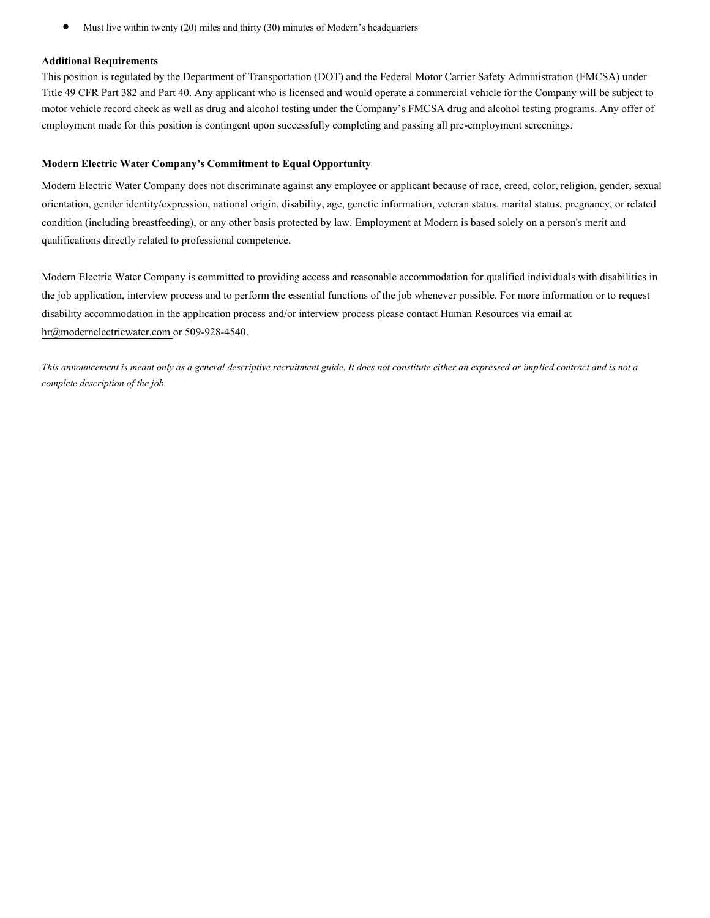- Must live within twenty (20) miles and thirty (30) minutes of Modern's headquarters

**Additional Requirements**

This position is regulated by the Department of Transportation (DOT) and the Federal Motor Carrier Safety Administration (FMCSA) under Title 49 CFR Part 382 and Part 40. Any applicant who is licensed and would operate a commercial vehicle for the Company will be subject to motor vehicle record check as well as drug and alcohol testing under the Company's FMCSA drug and alcohol testing programs. Any offer of employment made for this position is contingent upon successfully completing and passing all pre-employment screenings.

**Modern Electric Water Company's Commitment to Equal Opportunity**

Modern Electric Water Company does not discriminate against any employee or applicant because of race, creed, color, religion, gender, sexual orientation, gender identity/expression, national origin, disability, age, genetic information, veteran status, marital status, pregnancy, or related condition (including breastfeeding), or any other basis protected by law. Employment at Modern is based solely on a person's merit and qualifications directly related to professional competence.

Modern Electric Water Company is committed to providing access and reasonable accommodation for qualified individuals with disabilities in the job application, interview process and to perform the essential functions of the job whenever possible. For more information or to request disability accommodation in the application process and/or interview process please contact Human Resources via email at hr@modernelectricwater.com or 509-928-4540.

*This announcement is meant only as a general descriptive recruitment guide. It does not constitute either an expressed or implied contract and is not a complete description of the job.*